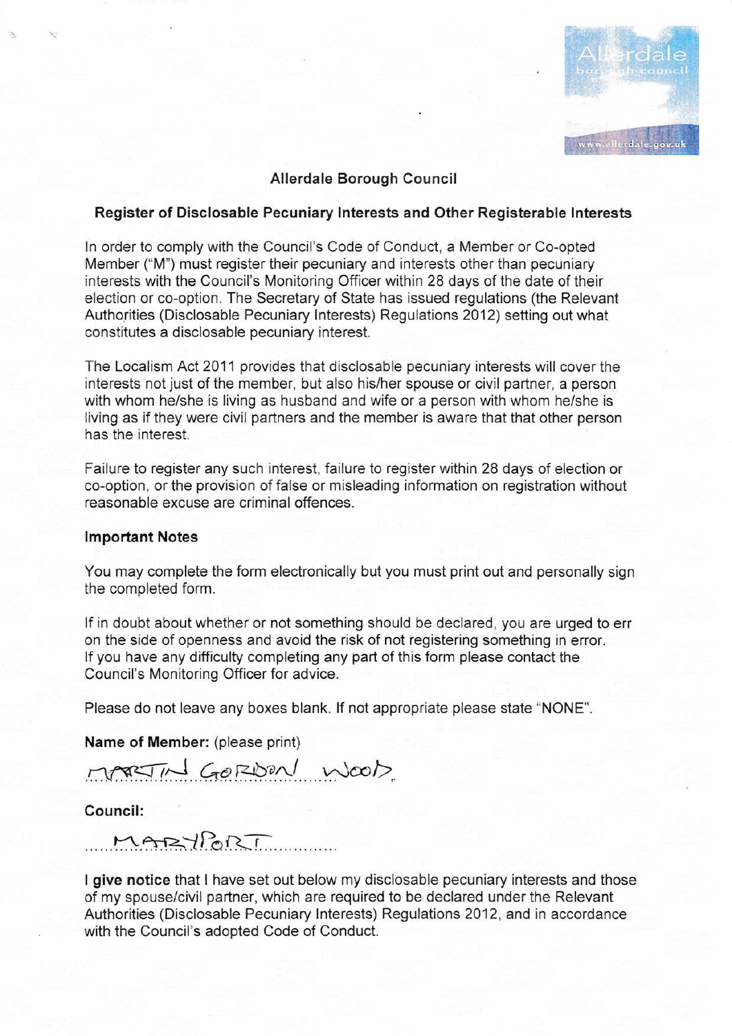# Allerdale Borough Council

## Register of Disclosable Pecuniary Interests and Other Registerable Interests

In order to comply with the Council's Code of Conduct, a Member or Co-opted Member ("M") must register their pecuniary and interests other than pecuniary interests with the Council's Monitoring Officer within 28 days of the date of their election or co-option. The Secretary of State has issued regulations (the Relevant Authorities (Disclosable Pecuniary Interests) Regulations 2012) setting out what constitutes a disclosable pecuniary interest.

The Localism Act 2011 provides that disclosable pecuniary interests will cover the interests not just of the member, but also his/her spouse or civil partner, a person with whom he/she is living as husband and wife or a person with whom he/she is living as if they were civil partners and the member is aware that that other person has the interest.

Failure to register any such interest, failure to register within 28 days of election or co-option, or the provision of false or misleading information on registration without reasonable excuse are criminal offences.

### Important Notes

You may complete the form electronically but you must print out and personally sign the completed form.

If in doubt about whether or not something should be declared, you are urged to err on the side of openness and avoid the risk of not registering something in error. If you have any difficulty completing any part of this form please contact the Council's Monitoring Officer for advice.

Please do not leave any boxes blank. If not appropriate please state "NONE".

**Name of Member:** (please print)

MARTIN GORDON WOOD

**Council:**

MARYPORT

**I give notice** that I have set out below my disclosable pecuniary interests and those of my spouse/civil partner, which are required to be declared under the Relevant Authorities (Disclosable Pecuniary Interests) Regulations 2012, and in accordance with the Council's adopted Code of Conduct.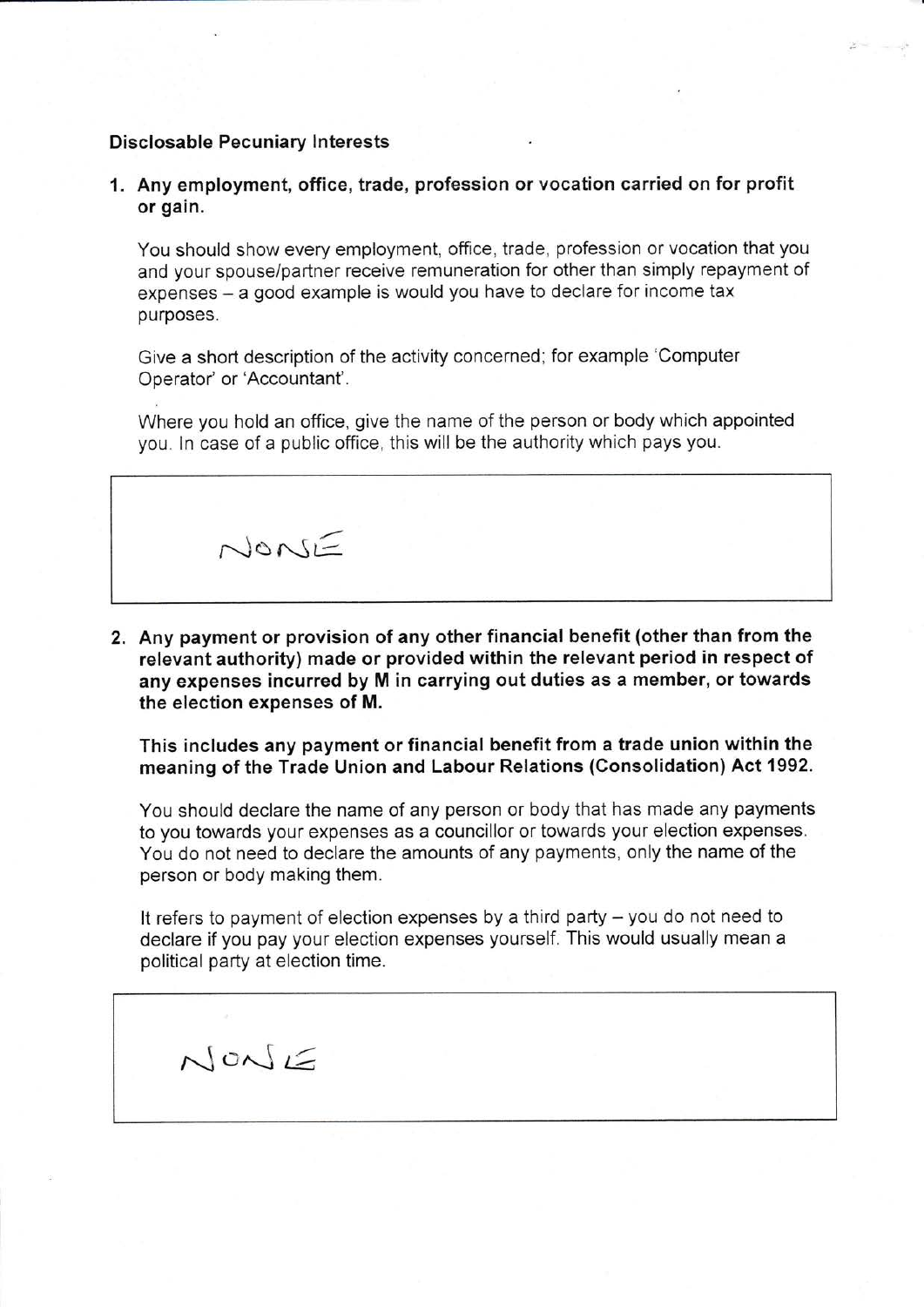**Disclosable Pecuniary Interests**

1. **Any employment, office, trade, profession or vocation carried on for profit or gain.**

   You should show every employment, office, trade, profession or vocation that you and your spouse/partner receive remuneration for other than simply repayment of expenses – a good example is would you have to declare for income tax purposes.

   Give a short description of the activity concerned; for example 'Computer Operator' or 'Accountant'.

   Where you hold an office, give the name of the person or body which appointed you. In case of a public office, this will be the authority which pays you.

| NONE |
| --- |

2. **Any payment or provision of any other financial benefit (other than from the relevant authority) made or provided within the relevant period in respect of any expenses incurred by M in carrying out duties as a member, or towards the election expenses of M.**

   **This includes any payment or financial benefit from a trade union within the meaning of the Trade Union and Labour Relations (Consolidation) Act 1992.**

   You should declare the name of any person or body that has made any payments to you towards your expenses as a councillor or towards your election expenses. You do not need to declare the amounts of any payments, only the name of the person or body making them.

   It refers to payment of election expenses by a third party – you do not need to declare if you pay your election expenses yourself. This would usually mean a political party at election time.

| NONE |
| --- |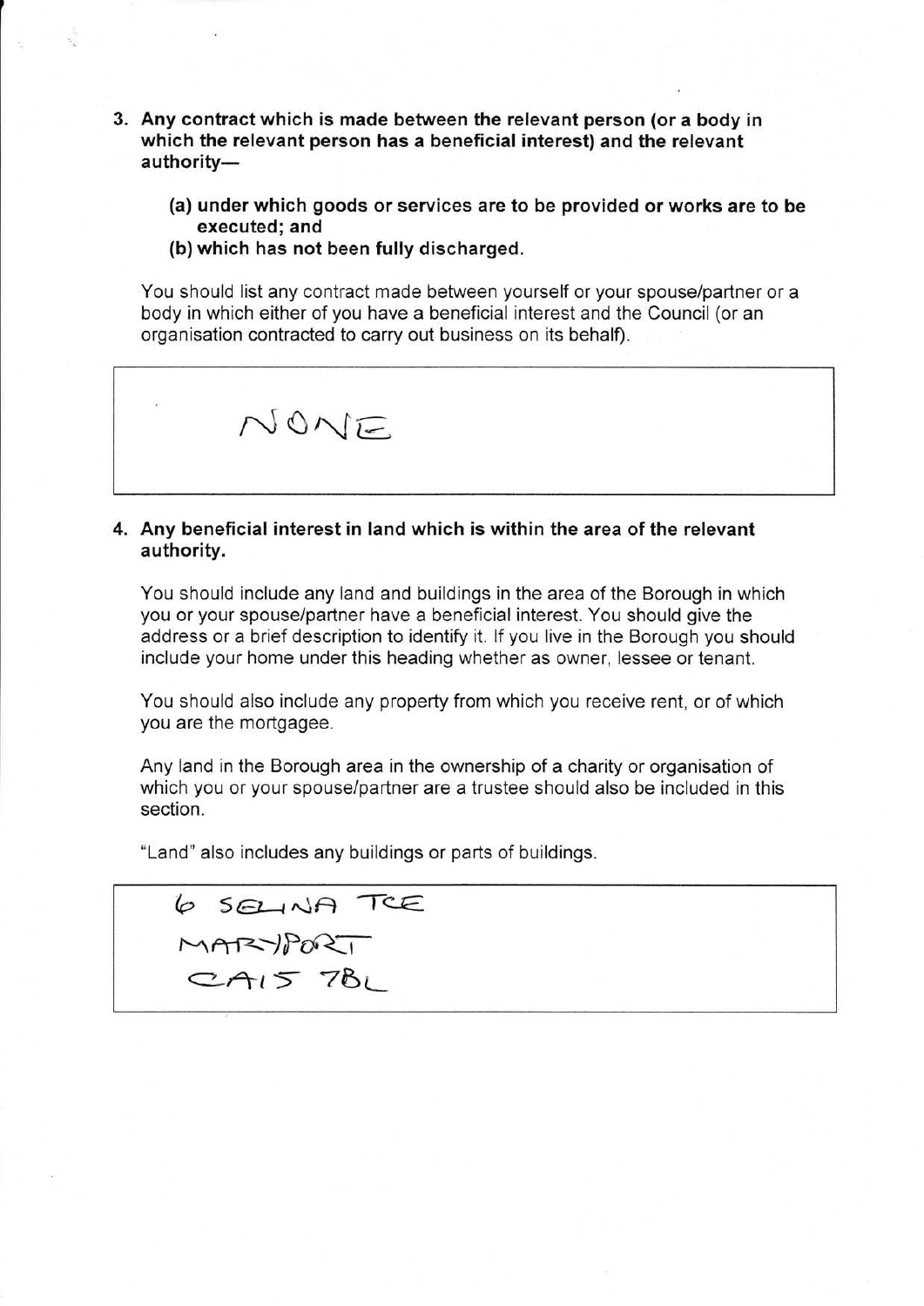3. **Any contract which is made between the relevant person (or a body in which the relevant person has a beneficial interest) and the relevant authority—**

   **(a) under which goods or services are to be provided or works are to be executed; and**

   **(b) which has not been fully discharged.**

You should list any contract made between yourself or your spouse/partner or a body in which either of you have a beneficial interest and the Council (or an organisation contracted to carry out business on its behalf).

| NONE |
| --- |

4. **Any beneficial interest in land which is within the area of the relevant authority.**

You should include any land and buildings in the area of the Borough in which you or your spouse/partner have a beneficial interest. You should give the address or a brief description to identify it. If you live in the Borough you should include your home under this heading whether as owner, lessee or tenant.

You should also include any property from which you receive rent, or of which you are the mortgagee.

Any land in the Borough area in the ownership of a charity or organisation of which you or your spouse/partner are a trustee should also be included in this section.

"Land" also includes any buildings or parts of buildings.

| 6 SELINA TCE<br>MARYPORT<br>CA15 7BL |
| --- |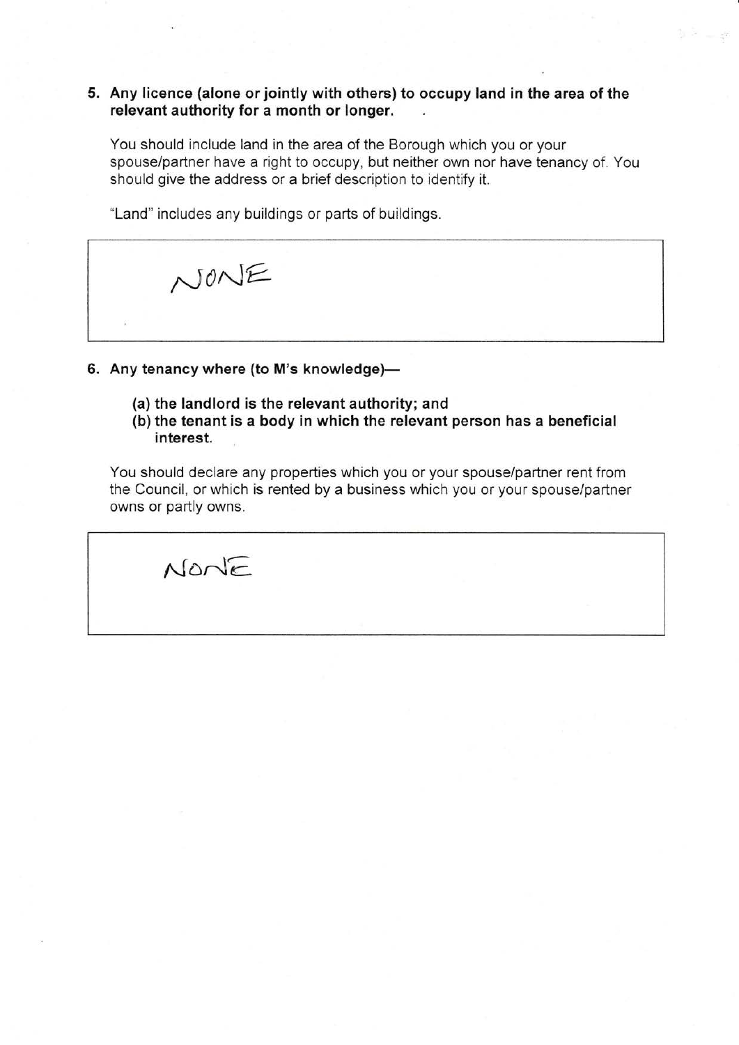**5. Any licence (alone or jointly with others) to occupy land in the area of the relevant authority for a month or longer.**

You should include land in the area of the Borough which you or your spouse/partner have a right to occupy, but neither own nor have tenancy of. You should give the address or a brief description to identify it.

"Land" includes any buildings or parts of buildings.

| NONE |
|---|

**6. Any tenancy where (to M's knowledge)—**

**(a) the landlord is the relevant authority; and**
**(b) the tenant is a body in which the relevant person has a beneficial interest.**

You should declare any properties which you or your spouse/partner rent from the Council, or which is rented by a business which you or your spouse/partner owns or partly owns.

| NONE |
|---|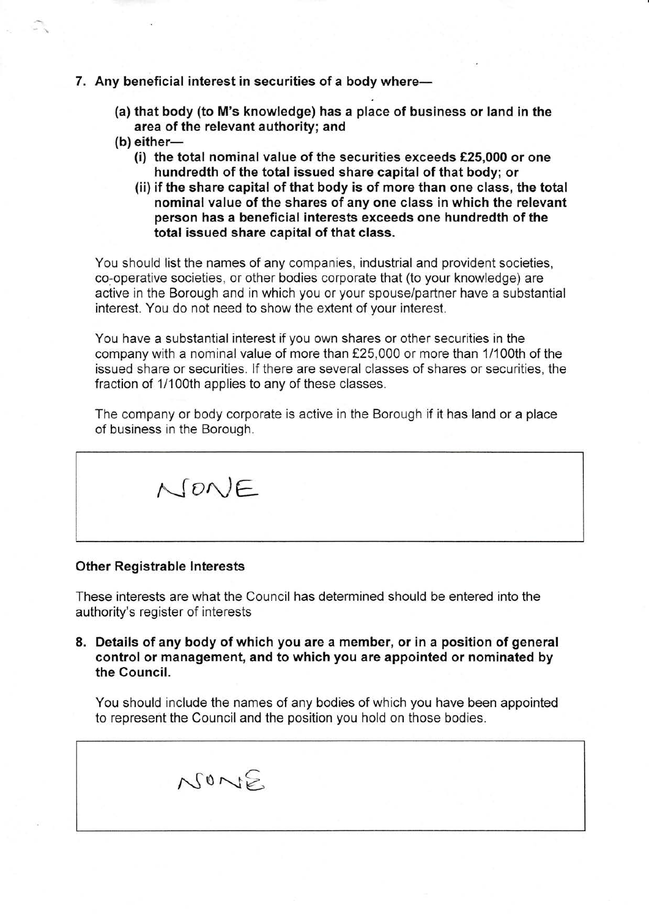7. **Any beneficial interest in securities of a body where—**

   **(a) that body (to M's knowledge) has a place of business or land in the area of the relevant authority; and**

   **(b) either—**

   **(i) the total nominal value of the securities exceeds £25,000 or one hundredth of the total issued share capital of that body; or**

   **(ii) if the share capital of that body is of more than one class, the total nominal value of the shares of any one class in which the relevant person has a beneficial interests exceeds one hundredth of the total issued share capital of that class.**

   You should list the names of any companies, industrial and provident societies, co-operative societies, or other bodies corporate that (to your knowledge) are active in the Borough and in which you or your spouse/partner have a substantial interest. You do not need to show the extent of your interest.

   You have a substantial interest if you own shares or other securities in the company with a nominal value of more than £25,000 or more than 1/100th of the issued share or securities. If there are several classes of shares or securities, the fraction of 1/100th applies to any of these classes.

   The company or body corporate is active in the Borough if it has land or a place of business in the Borough.

| NONE |
|---|

**Other Registrable Interests**

These interests are what the Council has determined should be entered into the authority's register of interests

8. **Details of any body of which you are a member, or in a position of general control or management, and to which you are appointed or nominated by the Council.**

   You should include the names of any bodies of which you have been appointed to represent the Council and the position you hold on those bodies.

| NONE |
|---|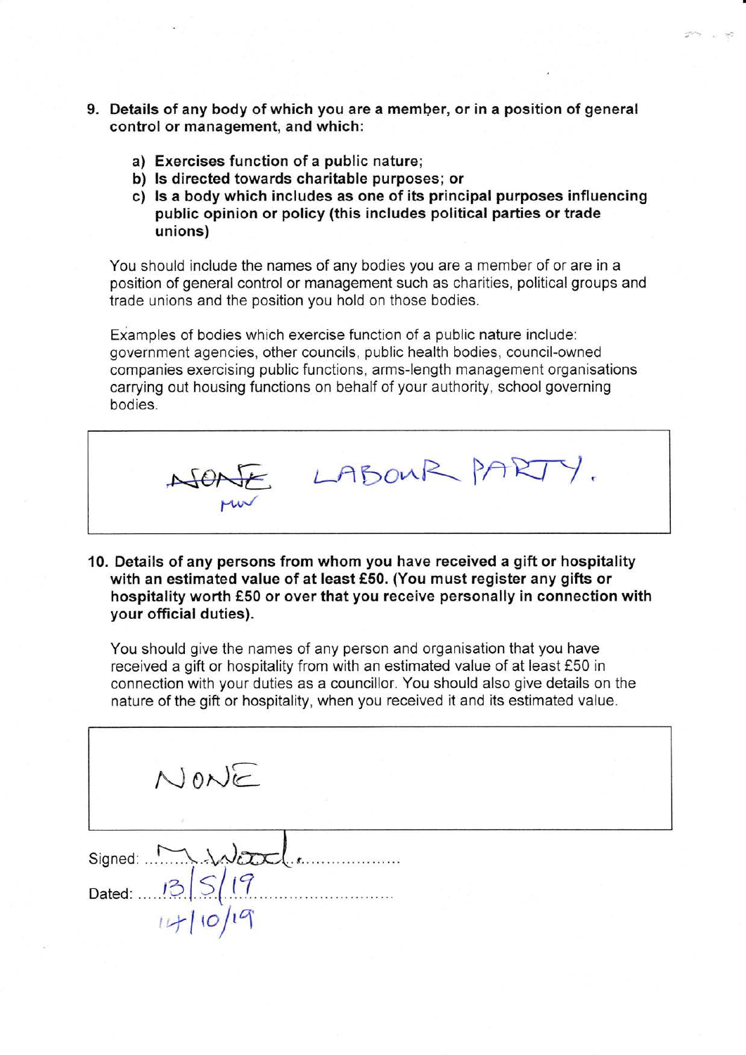9. **Details of any body of which you are a member, or in a position of general control or management, and which:**

   a) **Exercises function of a public nature;**
   b) **Is directed towards charitable purposes; or**
   c) **Is a body which includes as one of its principal purposes influencing public opinion or policy (this includes political parties or trade unions)**

   You should include the names of any bodies you are a member of or are in a position of general control or management such as charities, political groups and trade unions and the position you hold on those bodies.

   Examples of bodies which exercise function of a public nature include: government agencies, other councils, public health bodies, council-owned companies exercising public functions, arms-length management organisations carrying out housing functions on behalf of your authority, school governing bodies.

| |
|---|
| ~~NONE~~ MW LABOUR PARTY. |

10. **Details of any persons from whom you have received a gift or hospitality with an estimated value of at least £50. (You must register any gifts or hospitality worth £50 or over that you receive personally in connection with your official duties).**

    You should give the names of any person and organisation that you have received a gift or hospitality from with an estimated value of at least £50 in connection with your duties as a councillor. You should also give details on the nature of the gift or hospitality, when you received it and its estimated value.

| |
|---|
| NONE |

Signed: M. Wood

Dated: 13/5/19
14/10/19